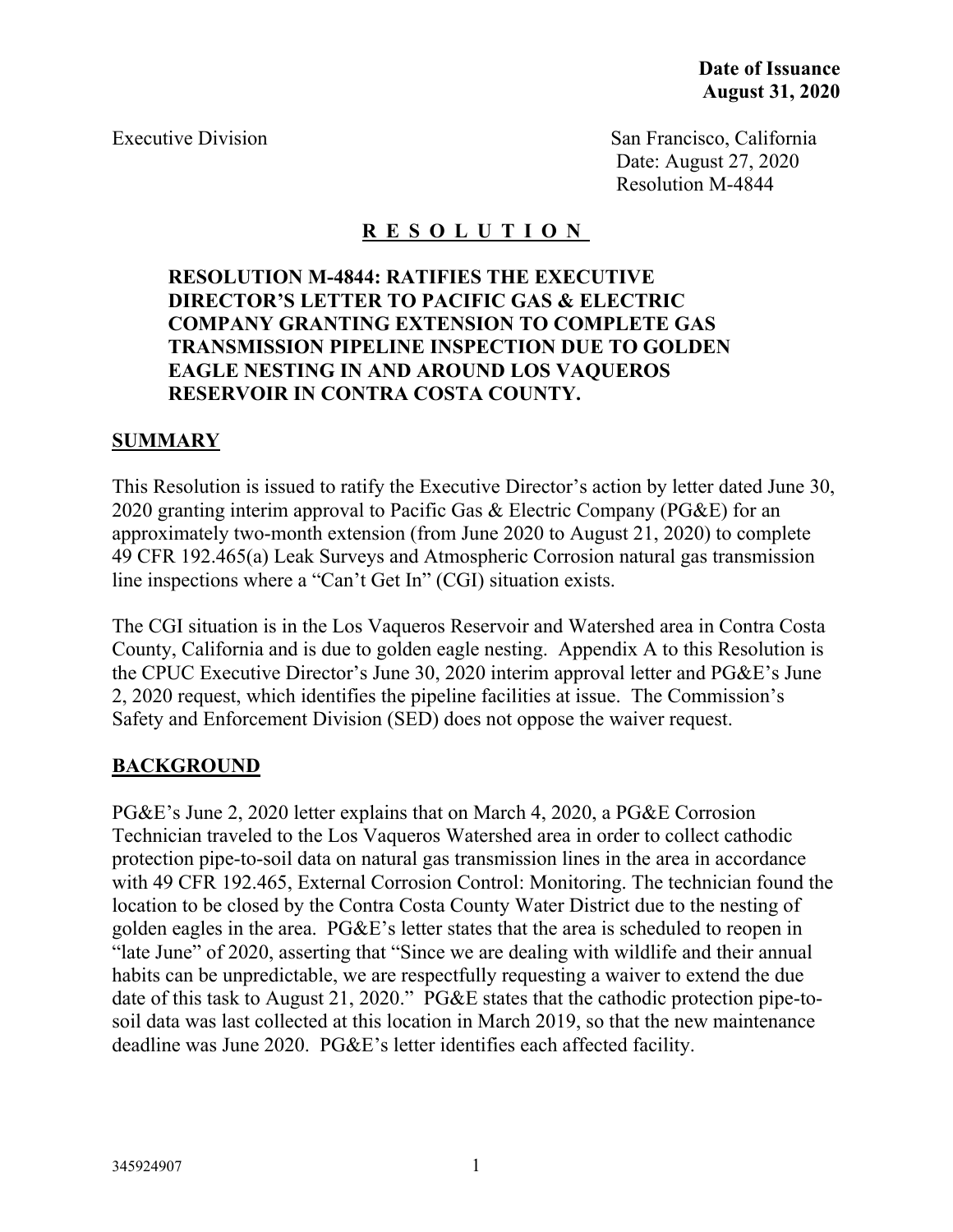**Date of Issuance**
**August 31, 2020**

Executive Division

San Francisco, California
Date: August 27, 2020
Resolution M-4844

# R E S O L U T I O N

**RESOLUTION M-4844: RATIFIES THE EXECUTIVE DIRECTOR'S LETTER TO PACIFIC GAS & ELECTRIC COMPANY GRANTING EXTENSION TO COMPLETE GAS TRANSMISSION PIPELINE INSPECTION DUE TO GOLDEN EAGLE NESTING IN AND AROUND LOS VAQUEROS RESERVOIR IN CONTRA COSTA COUNTY.**

## SUMMARY

This Resolution is issued to ratify the Executive Director's action by letter dated June 30, 2020 granting interim approval to Pacific Gas & Electric Company (PG&E) for an approximately two-month extension (from June 2020 to August 21, 2020) to complete 49 CFR 192.465(a) Leak Surveys and Atmospheric Corrosion natural gas transmission line inspections where a "Can't Get In" (CGI) situation exists.

The CGI situation is in the Los Vaqueros Reservoir and Watershed area in Contra Costa County, California and is due to golden eagle nesting. Appendix A to this Resolution is the CPUC Executive Director's June 30, 2020 interim approval letter and PG&E's June 2, 2020 request, which identifies the pipeline facilities at issue. The Commission's Safety and Enforcement Division (SED) does not oppose the waiver request.

## BACKGROUND

PG&E's June 2, 2020 letter explains that on March 4, 2020, a PG&E Corrosion Technician traveled to the Los Vaqueros Watershed area in order to collect cathodic protection pipe-to-soil data on natural gas transmission lines in the area in accordance with 49 CFR 192.465, External Corrosion Control: Monitoring. The technician found the location to be closed by the Contra Costa County Water District due to the nesting of golden eagles in the area. PG&E's letter states that the area is scheduled to reopen in "late June" of 2020, asserting that "Since we are dealing with wildlife and their annual habits can be unpredictable, we are respectfully requesting a waiver to extend the due date of this task to August 21, 2020." PG&E states that the cathodic protection pipe-to-soil data was last collected at this location in March 2019, so that the new maintenance deadline was June 2020. PG&E's letter identifies each affected facility.

345924907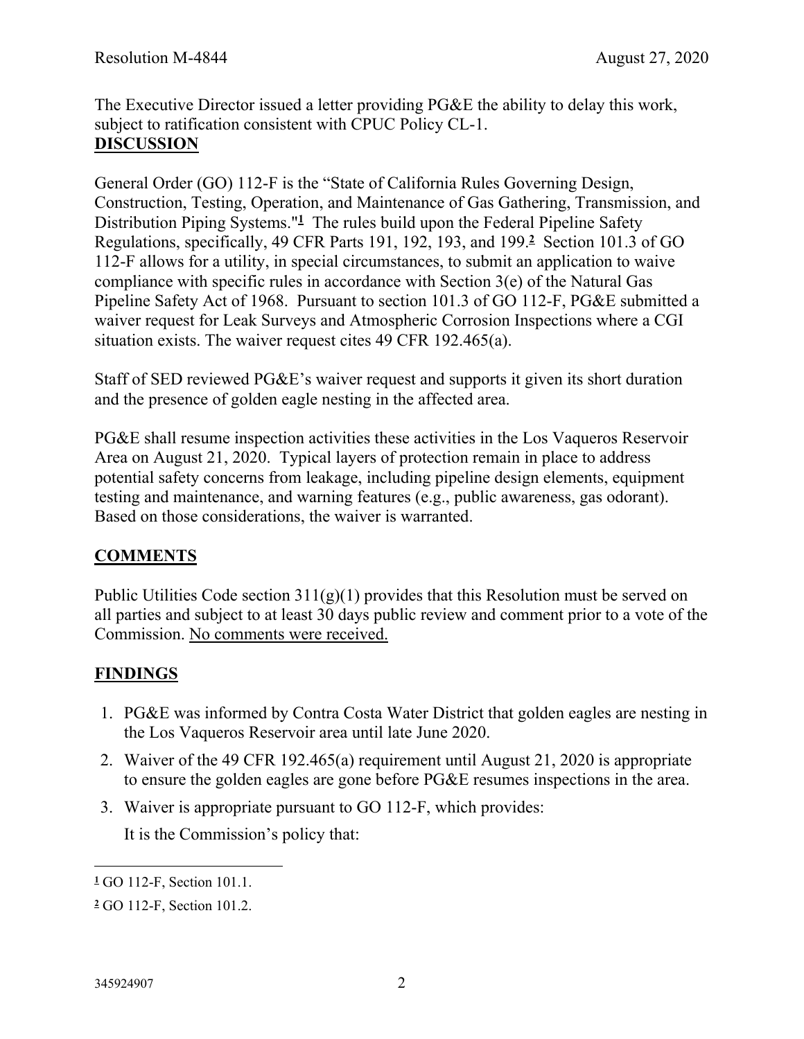The Executive Director issued a letter providing PG&E the ability to delay this work, subject to ratification consistent with CPUC Policy CL-1.

## DISCUSSION

General Order (GO) 112-F is the "State of California Rules Governing Design, Construction, Testing, Operation, and Maintenance of Gas Gathering, Transmission, and Distribution Piping Systems."[1] The rules build upon the Federal Pipeline Safety Regulations, specifically, 49 CFR Parts 191, 192, 193, and 199.[2] Section 101.3 of GO 112-F allows for a utility, in special circumstances, to submit an application to waive compliance with specific rules in accordance with Section 3(e) of the Natural Gas Pipeline Safety Act of 1968. Pursuant to section 101.3 of GO 112-F, PG&E submitted a waiver request for Leak Surveys and Atmospheric Corrosion Inspections where a CGI situation exists. The waiver request cites 49 CFR 192.465(a).

Staff of SED reviewed PG&E's waiver request and supports it given its short duration and the presence of golden eagle nesting in the affected area.

PG&E shall resume inspection activities these activities in the Los Vaqueros Reservoir Area on August 21, 2020. Typical layers of protection remain in place to address potential safety concerns from leakage, including pipeline design elements, equipment testing and maintenance, and warning features (e.g., public awareness, gas odorant). Based on those considerations, the waiver is warranted.

## COMMENTS

Public Utilities Code section 311(g)(1) provides that this Resolution must be served on all parties and subject to at least 30 days public review and comment prior to a vote of the Commission. No comments were received.

## FINDINGS

1. PG&E was informed by Contra Costa Water District that golden eagles are nesting in the Los Vaqueros Reservoir area until late June 2020.
2. Waiver of the 49 CFR 192.465(a) requirement until August 21, 2020 is appropriate to ensure the golden eagles are gone before PG&E resumes inspections in the area.
3. Waiver is appropriate pursuant to GO 112-F, which provides:

   It is the Commission's policy that:

[1] GO 112-F, Section 101.1.

[2] GO 112-F, Section 101.2.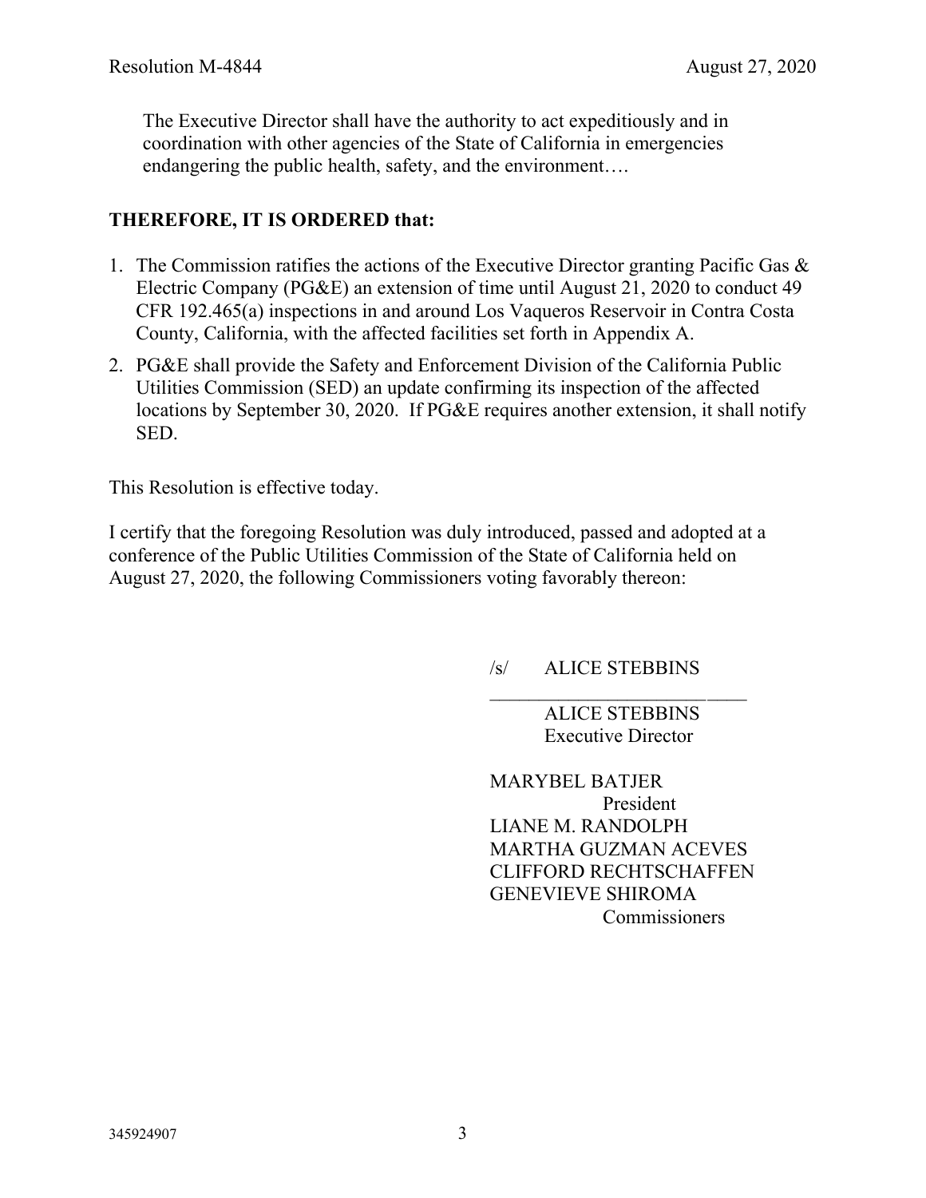The Executive Director shall have the authority to act expeditiously and in coordination with other agencies of the State of California in emergencies endangering the public health, safety, and the environment….

**THEREFORE, IT IS ORDERED that:**

1. The Commission ratifies the actions of the Executive Director granting Pacific Gas & Electric Company (PG&E) an extension of time until August 21, 2020 to conduct 49 CFR 192.465(a) inspections in and around Los Vaqueros Reservoir in Contra Costa County, California, with the affected facilities set forth in Appendix A.
2. PG&E shall provide the Safety and Enforcement Division of the California Public Utilities Commission (SED) an update confirming its inspection of the affected locations by September 30, 2020. If PG&E requires another extension, it shall notify SED.

This Resolution is effective today.

I certify that the foregoing Resolution was duly introduced, passed and adopted at a conference of the Public Utilities Commission of the State of California held on August 27, 2020, the following Commissioners voting favorably thereon:

/s/ ALICE STEBBINS

ALICE STEBBINS
Executive Director

MARYBEL BATJER
President
LIANE M. RANDOLPH
MARTHA GUZMAN ACEVES
CLIFFORD RECHTSCHAFFEN
GENEVIEVE SHIROMA
Commissioners

345924907